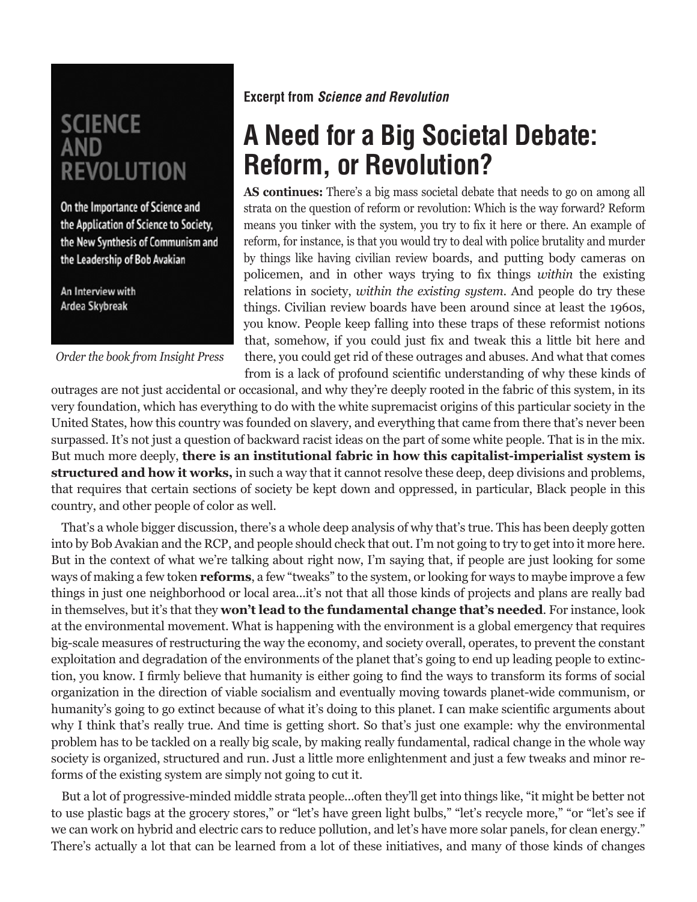SCIENCE AND REVOLUTION

On the Importance of Science and the Application of Science to Society, the New Synthesis of Communism and the Leadership of Bob Avakian

An Interview with Ardea Skybreak

*Order the book from Insight Press*

**Excerpt from *Science and Revolution***

# A Need for a Big Societal Debate: Reform, or Revolution?

**AS continues:** There's a big mass societal debate that needs to go on among all strata on the question of reform or revolution: Which is the way forward? Reform means you tinker with the system, you try to fix it here or there. An example of reform, for instance, is that you would try to deal with police brutality and murder by things like having civilian review boards, and putting body cameras on policemen, and in other ways trying to fix things *within* the existing relations in society, *within the existing system*. And people do try these things. Civilian review boards have been around since at least the 1960s, you know. People keep falling into these traps of these reformist notions that, somehow, if you could just fix and tweak this a little bit here and there, you could get rid of these outrages and abuses. And what that comes from is a lack of profound scientific understanding of why these kinds of outrages are not just accidental or occasional, and why they're deeply rooted in the fabric of this system, in its very foundation, which has everything to do with the white supremacist origins of this particular society in the United States, how this country was founded on slavery, and everything that came from there that's never been surpassed. It's not just a question of backward racist ideas on the part of some white people. That is in the mix. But much more deeply, **there is an institutional fabric in how this capitalist-imperialist system is structured and how it works,** in such a way that it cannot resolve these deep, deep divisions and problems, that requires that certain sections of society be kept down and oppressed, in particular, Black people in this country, and other people of color as well.

That's a whole bigger discussion, there's a whole deep analysis of why that's true. This has been deeply gotten into by Bob Avakian and the RCP, and people should check that out. I'm not going to try to get into it more here. But in the context of what we're talking about right now, I'm saying that, if people are just looking for some ways of making a few token **reforms**, a few "tweaks" to the system, or looking for ways to maybe improve a few things in just one neighborhood or local area...it's not that all those kinds of projects and plans are really bad in themselves, but it's that they **won't lead to the fundamental change that's needed**. For instance, look at the environmental movement. What is happening with the environment is a global emergency that requires big-scale measures of restructuring the way the economy, and society overall, operates, to prevent the constant exploitation and degradation of the environments of the planet that's going to end up leading people to extinction, you know. I firmly believe that humanity is either going to find the ways to transform its forms of social organization in the direction of viable socialism and eventually moving towards planet-wide communism, or humanity's going to go extinct because of what it's doing to this planet. I can make scientific arguments about why I think that's really true. And time is getting short. So that's just one example: why the environmental problem has to be tackled on a really big scale, by making really fundamental, radical change in the whole way society is organized, structured and run. Just a little more enlightenment and just a few tweaks and minor reforms of the existing system are simply not going to cut it.

But a lot of progressive-minded middle strata people...often they'll get into things like, "it might be better not to use plastic bags at the grocery stores," or "let's have green light bulbs," "let's recycle more," "or "let's see if we can work on hybrid and electric cars to reduce pollution, and let's have more solar panels, for clean energy." There's actually a lot that can be learned from a lot of these initiatives, and many of those kinds of changes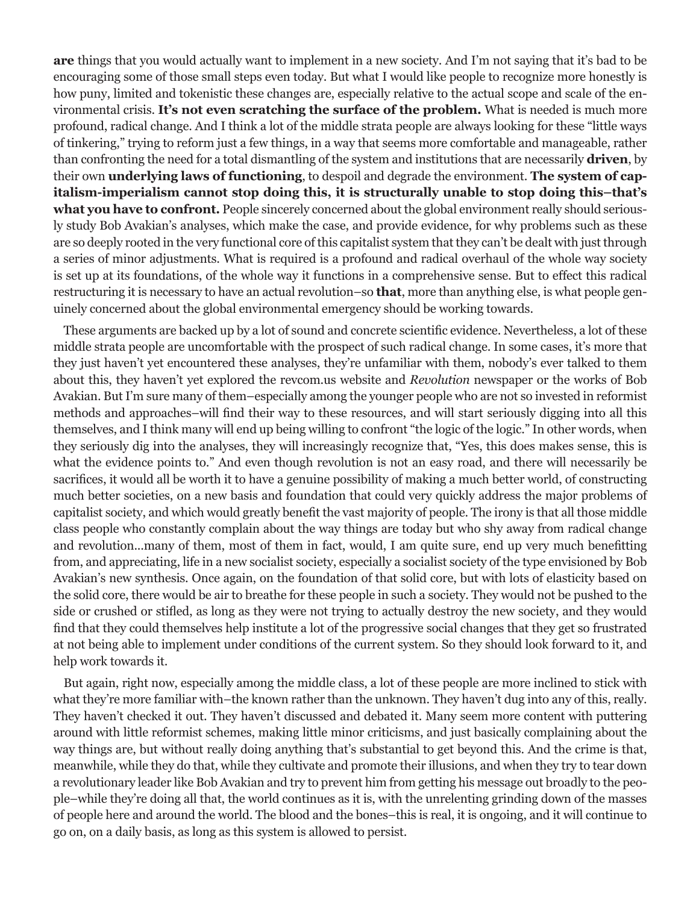**are** things that you would actually want to implement in a new society. And I'm not saying that it's bad to be encouraging some of those small steps even today. But what I would like people to recognize more honestly is how puny, limited and tokenistic these changes are, especially relative to the actual scope and scale of the environmental crisis. **It's not even scratching the surface of the problem.** What is needed is much more profound, radical change. And I think a lot of the middle strata people are always looking for these "little ways of tinkering," trying to reform just a few things, in a way that seems more comfortable and manageable, rather than confronting the need for a total dismantling of the system and institutions that are necessarily **driven**, by their own **underlying laws of functioning**, to despoil and degrade the environment. **The system of capitalism-imperialism cannot stop doing this, it is structurally unable to stop doing this–that's what you have to confront.** People sincerely concerned about the global environment really should seriously study Bob Avakian's analyses, which make the case, and provide evidence, for why problems such as these are so deeply rooted in the very functional core of this capitalist system that they can't be dealt with just through a series of minor adjustments. What is required is a profound and radical overhaul of the whole way society is set up at its foundations, of the whole way it functions in a comprehensive sense. But to effect this radical restructuring it is necessary to have an actual revolution–so **that**, more than anything else, is what people genuinely concerned about the global environmental emergency should be working towards.

These arguments are backed up by a lot of sound and concrete scientific evidence. Nevertheless, a lot of these middle strata people are uncomfortable with the prospect of such radical change. In some cases, it's more that they just haven't yet encountered these analyses, they're unfamiliar with them, nobody's ever talked to them about this, they haven't yet explored the revcom.us website and *Revolution* newspaper or the works of Bob Avakian. But I'm sure many of them–especially among the younger people who are not so invested in reformist methods and approaches–will find their way to these resources, and will start seriously digging into all this themselves, and I think many will end up being willing to confront "the logic of the logic." In other words, when they seriously dig into the analyses, they will increasingly recognize that, "Yes, this does makes sense, this is what the evidence points to." And even though revolution is not an easy road, and there will necessarily be sacrifices, it would all be worth it to have a genuine possibility of making a much better world, of constructing much better societies, on a new basis and foundation that could very quickly address the major problems of capitalist society, and which would greatly benefit the vast majority of people. The irony is that all those middle class people who constantly complain about the way things are today but who shy away from radical change and revolution...many of them, most of them in fact, would, I am quite sure, end up very much benefitting from, and appreciating, life in a new socialist society, especially a socialist society of the type envisioned by Bob Avakian's new synthesis. Once again, on the foundation of that solid core, but with lots of elasticity based on the solid core, there would be air to breathe for these people in such a society. They would not be pushed to the side or crushed or stifled, as long as they were not trying to actually destroy the new society, and they would find that they could themselves help institute a lot of the progressive social changes that they get so frustrated at not being able to implement under conditions of the current system. So they should look forward to it, and help work towards it.

But again, right now, especially among the middle class, a lot of these people are more inclined to stick with what they're more familiar with–the known rather than the unknown. They haven't dug into any of this, really. They haven't checked it out. They haven't discussed and debated it. Many seem more content with puttering around with little reformist schemes, making little minor criticisms, and just basically complaining about the way things are, but without really doing anything that's substantial to get beyond this. And the crime is that, meanwhile, while they do that, while they cultivate and promote their illusions, and when they try to tear down a revolutionary leader like Bob Avakian and try to prevent him from getting his message out broadly to the people–while they're doing all that, the world continues as it is, with the unrelenting grinding down of the masses of people here and around the world. The blood and the bones–this is real, it is ongoing, and it will continue to go on, on a daily basis, as long as this system is allowed to persist.